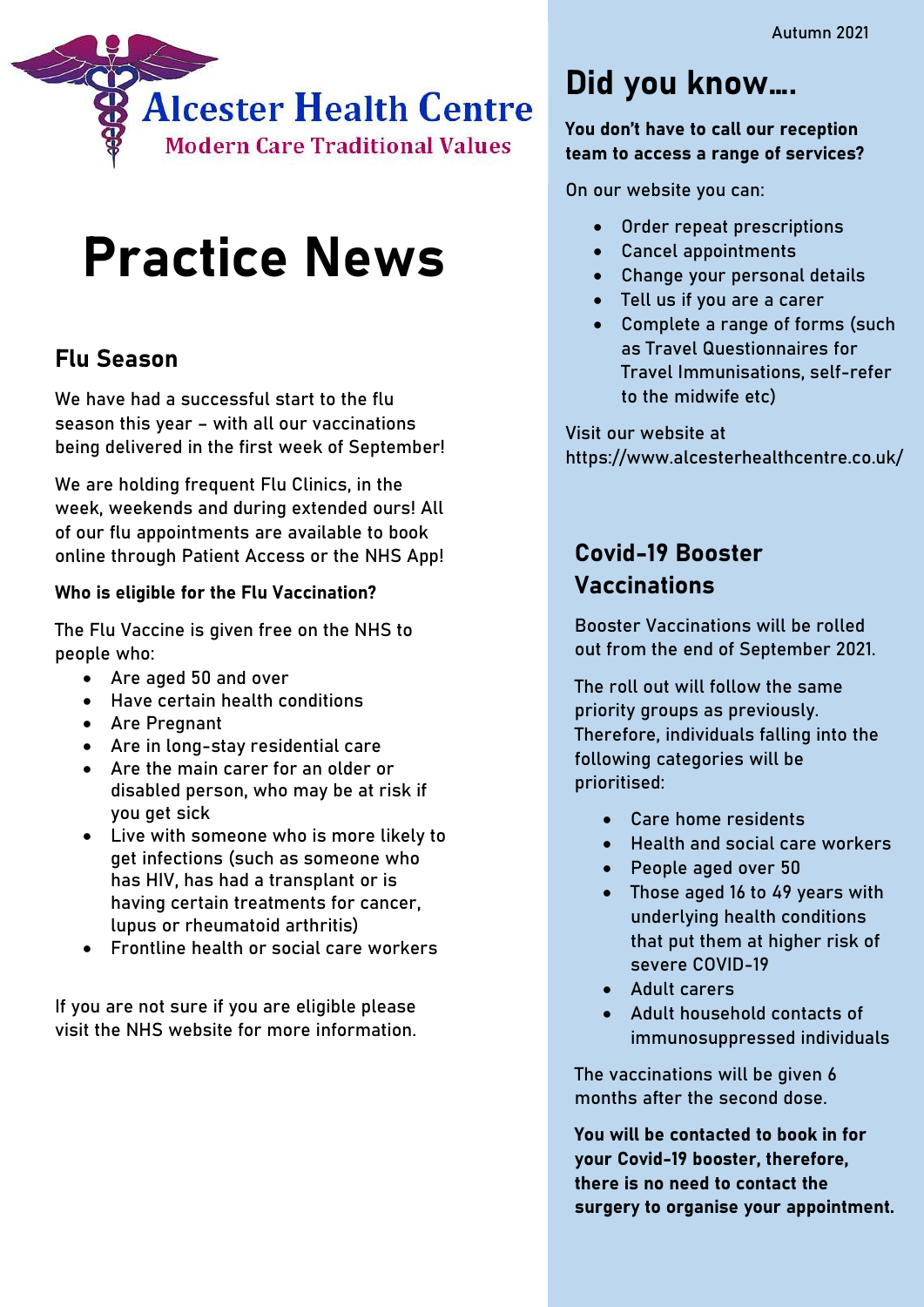Autumn 2021

# Alcester Health Centre

Modern Care Traditional Values

# Practice News

## Flu Season

We have had a successful start to the flu season this year – with all our vaccinations being delivered in the first week of September!

We are holding frequent Flu Clinics, in the week, weekends and during extended ours! All of our flu appointments are available to book online through Patient Access or the NHS App!

**Who is eligible for the Flu Vaccination?**

The Flu Vaccine is given free on the NHS to people who:

- Are aged 50 and over
- Have certain health conditions
- Are Pregnant
- Are in long-stay residential care
- Are the main carer for an older or disabled person, who may be at risk if you get sick
- Live with someone who is more likely to get infections (such as someone who has HIV, has had a transplant or is having certain treatments for cancer, lupus or rheumatoid arthritis)
- Frontline health or social care workers

If you are not sure if you are eligible please visit the NHS website for more information.

## Did you know….

**You don't have to call our reception team to access a range of services?**

On our website you can:

- Order repeat prescriptions
- Cancel appointments
- Change your personal details
- Tell us if you are a carer
- Complete a range of forms (such as Travel Questionnaires for Travel Immunisations, self-refer to the midwife etc)

Visit our website at https://www.alcesterhealthcentre.co.uk/

## Covid-19 Booster Vaccinations

Booster Vaccinations will be rolled out from the end of September 2021.

The roll out will follow the same priority groups as previously. Therefore, individuals falling into the following categories will be prioritised:

- Care home residents
- Health and social care workers
- People aged over 50
- Those aged 16 to 49 years with underlying health conditions that put them at higher risk of severe COVID-19
- Adult carers
- Adult household contacts of immunosuppressed individuals

The vaccinations will be given 6 months after the second dose.

**You will be contacted to book in for your Covid-19 booster, therefore, there is no need to contact the surgery to organise your appointment.**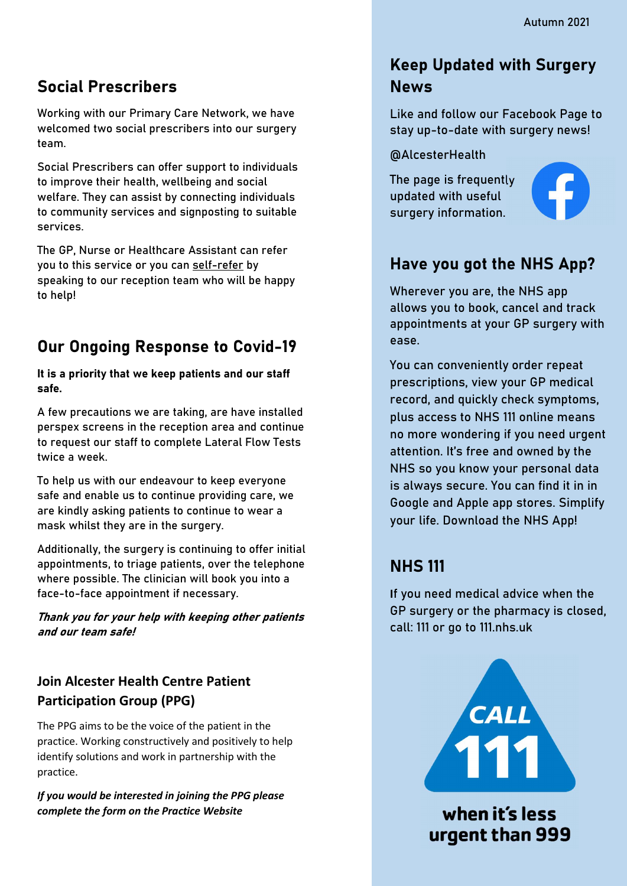## Social Prescribers

Working with our Primary Care Network, we have welcomed two social prescribers into our surgery team.

Social Prescribers can offer support to individuals to improve their health, wellbeing and social welfare. They can assist by connecting individuals to community services and signposting to suitable services.

The GP, Nurse or Healthcare Assistant can refer you to this service or you can self-refer by speaking to our reception team who will be happy to help!

## Our Ongoing Response to Covid-19

**It is a priority that we keep patients and our staff safe.**

A few precautions we are taking, are have installed perspex screens in the reception area and continue to request our staff to complete Lateral Flow Tests twice a week.

To help us with our endeavour to keep everyone safe and enable us to continue providing care, we are kindly asking patients to continue to wear a mask whilst they are in the surgery.

Additionally, the surgery is continuing to offer initial appointments, to triage patients, over the telephone where possible. The clinician will book you into a face-to-face appointment if necessary.

***Thank you for your help with keeping other patients and our team safe!***

### Join Alcester Health Centre Patient Participation Group (PPG)

The PPG aims to be the voice of the patient in the practice. Working constructively and positively to help identify solutions and work in partnership with the practice.

***If you would be interested in joining the PPG please complete the form on the Practice Website***

Autumn 2021

## Keep Updated with Surgery News

Like and follow our Facebook Page to stay up-to-date with surgery news!

@AlcesterHealth

The page is frequently updated with useful surgery information.

## Have you got the NHS App?

Wherever you are, the NHS app allows you to book, cancel and track appointments at your GP surgery with ease.

You can conveniently order repeat prescriptions, view your GP medical record, and quickly check symptoms, plus access to NHS 111 online means no more wondering if you need urgent attention. It's free and owned by the NHS so you know your personal data is always secure. You can find it in in Google and Apple app stores. Simplify your life. Download the NHS App!

## NHS 111

If you need medical advice when the GP surgery or the pharmacy is closed, call: 111 or go to 111.nhs.uk

CALL 111

when it's less urgent than 999